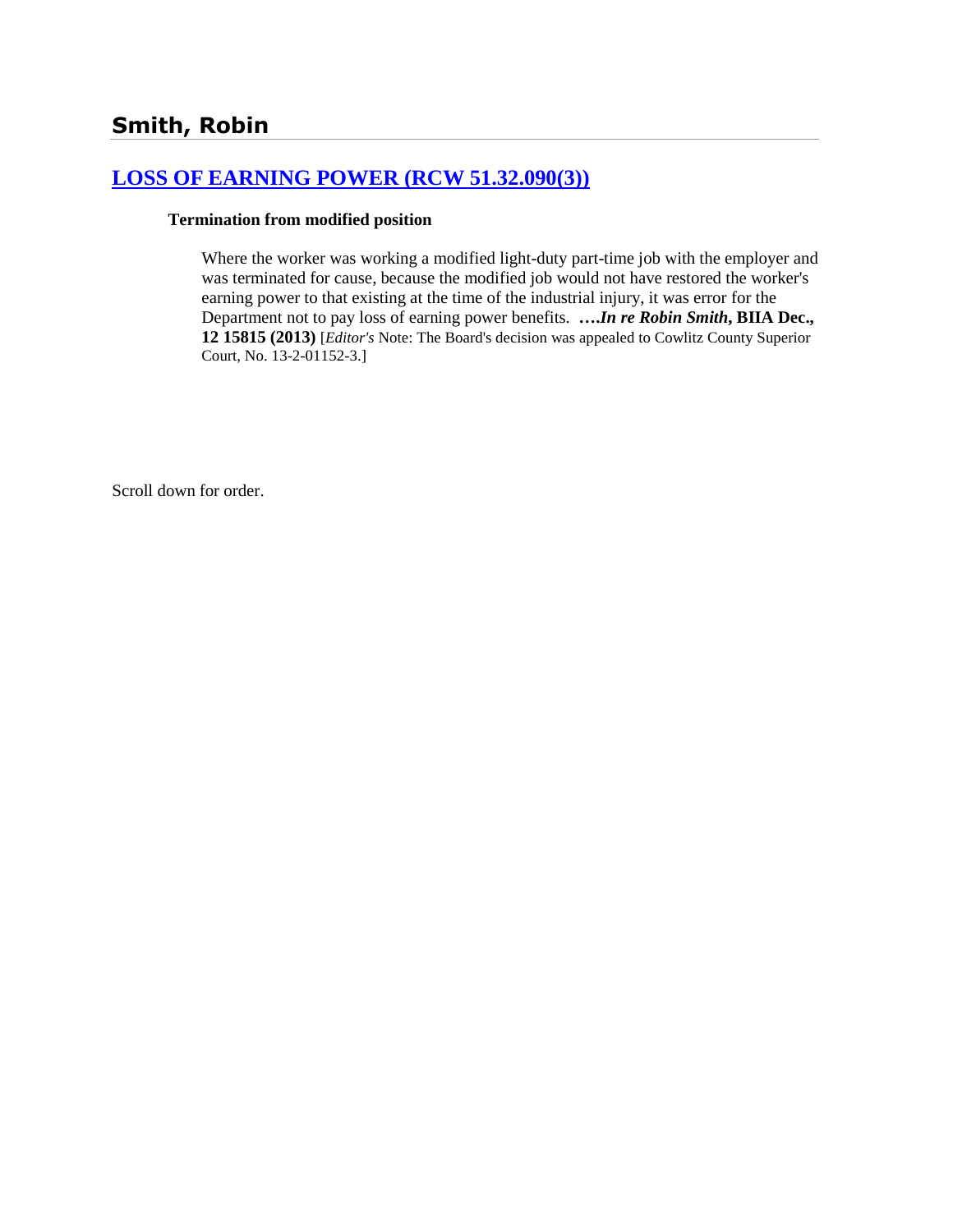## Smith, Robin

### LOSS OF EARNING POWER (RCW 51.32.090(3))

**Termination from modified position**

Where the worker was working a modified light-duty part-time job with the employer and was terminated for cause, because the modified job would not have restored the worker's earning power to that existing at the time of the industrial injury, it was error for the Department not to pay loss of earning power benefits. ***….In re Robin Smith*, BIIA Dec., 12 15815 (2013)** [*Editor's* Note: The Board's decision was appealed to Cowlitz County Superior Court, No. 13-2-01152-3.]

Scroll down for order.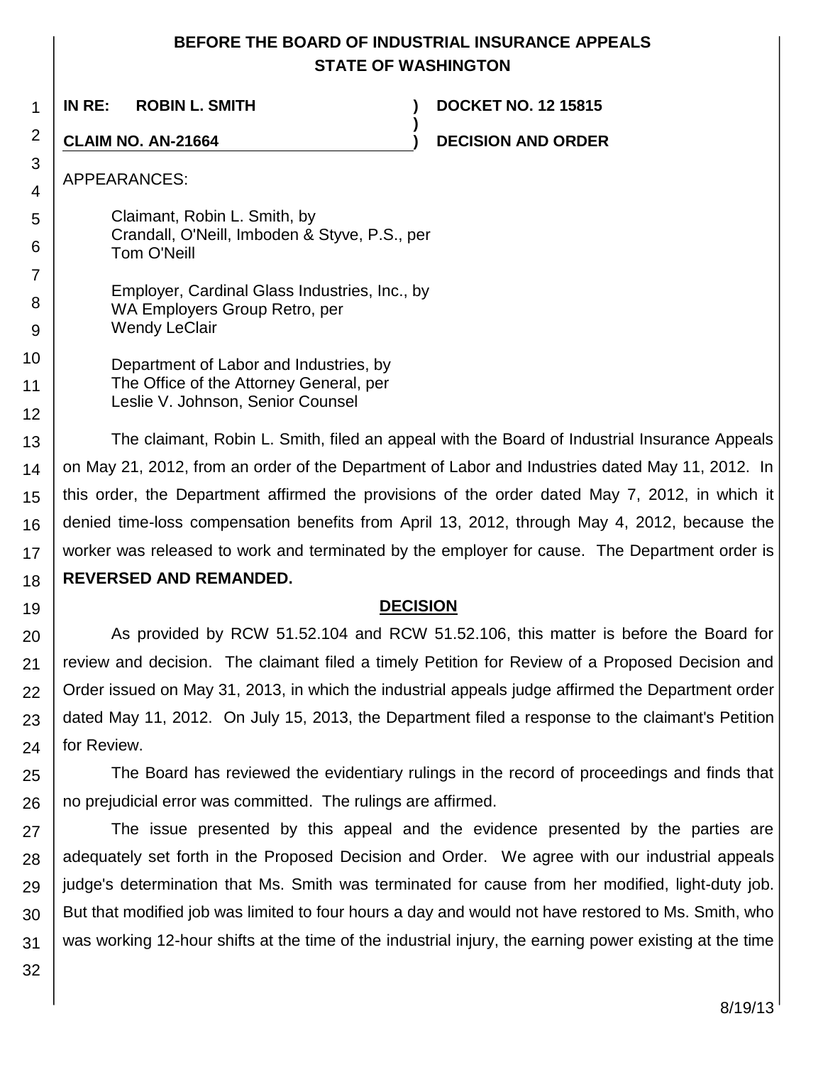# BEFORE THE BOARD OF INDUSTRIAL INSURANCE APPEALS
# STATE OF WASHINGTON

**IN RE: ROBIN L. SMITH** ) **DOCKET NO. 12 15815**
)
**CLAIM NO. AN-21664** ) **DECISION AND ORDER**

APPEARANCES:

Claimant, Robin L. Smith, by
Crandall, O'Neill, Imboden & Styve, P.S., per
Tom O'Neill

Employer, Cardinal Glass Industries, Inc., by
WA Employers Group Retro, per
Wendy LeClair

Department of Labor and Industries, by
The Office of the Attorney General, per
Leslie V. Johnson, Senior Counsel

The claimant, Robin L. Smith, filed an appeal with the Board of Industrial Insurance Appeals on May 21, 2012, from an order of the Department of Labor and Industries dated May 11, 2012. In this order, the Department affirmed the provisions of the order dated May 7, 2012, in which it denied time-loss compensation benefits from April 13, 2012, through May 4, 2012, because the worker was released to work and terminated by the employer for cause. The Department order is **REVERSED AND REMANDED.**

## DECISION

As provided by RCW 51.52.104 and RCW 51.52.106, this matter is before the Board for review and decision. The claimant filed a timely Petition for Review of a Proposed Decision and Order issued on May 31, 2013, in which the industrial appeals judge affirmed the Department order dated May 11, 2012. On July 15, 2013, the Department filed a response to the claimant's Petition for Review.

The Board has reviewed the evidentiary rulings in the record of proceedings and finds that no prejudicial error was committed. The rulings are affirmed.

The issue presented by this appeal and the evidence presented by the parties are adequately set forth in the Proposed Decision and Order. We agree with our industrial appeals judge's determination that Ms. Smith was terminated for cause from her modified, light-duty job. But that modified job was limited to four hours a day and would not have restored to Ms. Smith, who was working 12-hour shifts at the time of the industrial injury, the earning power existing at the time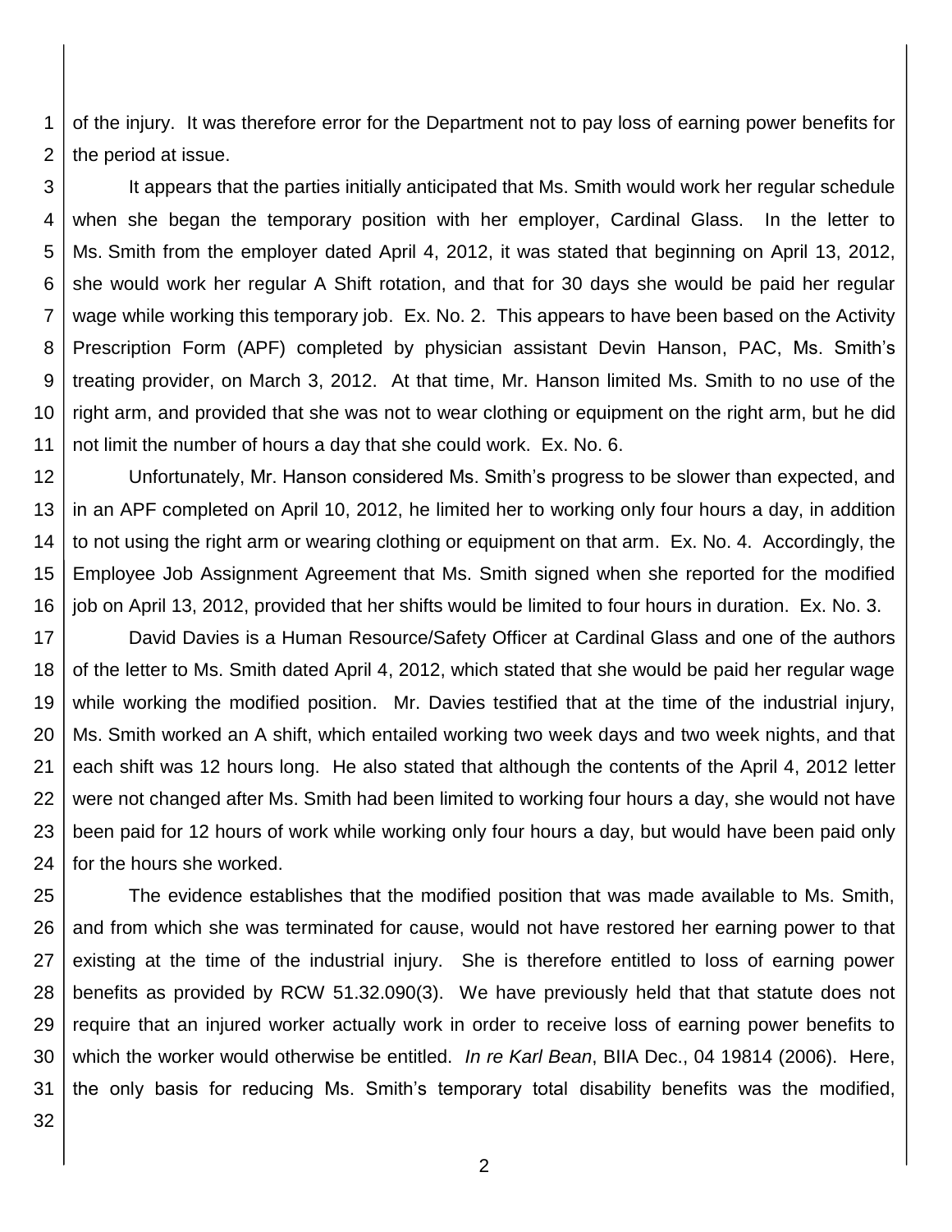of the injury. It was therefore error for the Department not to pay loss of earning power benefits for the period at issue.

It appears that the parties initially anticipated that Ms. Smith would work her regular schedule when she began the temporary position with her employer, Cardinal Glass. In the letter to Ms. Smith from the employer dated April 4, 2012, it was stated that beginning on April 13, 2012, she would work her regular A Shift rotation, and that for 30 days she would be paid her regular wage while working this temporary job. Ex. No. 2. This appears to have been based on the Activity Prescription Form (APF) completed by physician assistant Devin Hanson, PAC, Ms. Smith's treating provider, on March 3, 2012. At that time, Mr. Hanson limited Ms. Smith to no use of the right arm, and provided that she was not to wear clothing or equipment on the right arm, but he did not limit the number of hours a day that she could work. Ex. No. 6.

Unfortunately, Mr. Hanson considered Ms. Smith's progress to be slower than expected, and in an APF completed on April 10, 2012, he limited her to working only four hours a day, in addition to not using the right arm or wearing clothing or equipment on that arm. Ex. No. 4. Accordingly, the Employee Job Assignment Agreement that Ms. Smith signed when she reported for the modified job on April 13, 2012, provided that her shifts would be limited to four hours in duration. Ex. No. 3.

David Davies is a Human Resource/Safety Officer at Cardinal Glass and one of the authors of the letter to Ms. Smith dated April 4, 2012, which stated that she would be paid her regular wage while working the modified position. Mr. Davies testified that at the time of the industrial injury, Ms. Smith worked an A shift, which entailed working two week days and two week nights, and that each shift was 12 hours long. He also stated that although the contents of the April 4, 2012 letter were not changed after Ms. Smith had been limited to working four hours a day, she would not have been paid for 12 hours of work while working only four hours a day, but would have been paid only for the hours she worked.

The evidence establishes that the modified position that was made available to Ms. Smith, and from which she was terminated for cause, would not have restored her earning power to that existing at the time of the industrial injury. She is therefore entitled to loss of earning power benefits as provided by RCW 51.32.090(3). We have previously held that that statute does not require that an injured worker actually work in order to receive loss of earning power benefits to which the worker would otherwise be entitled. *In re Karl Bean*, BIIA Dec., 04 19814 (2006). Here, the only basis for reducing Ms. Smith's temporary total disability benefits was the modified,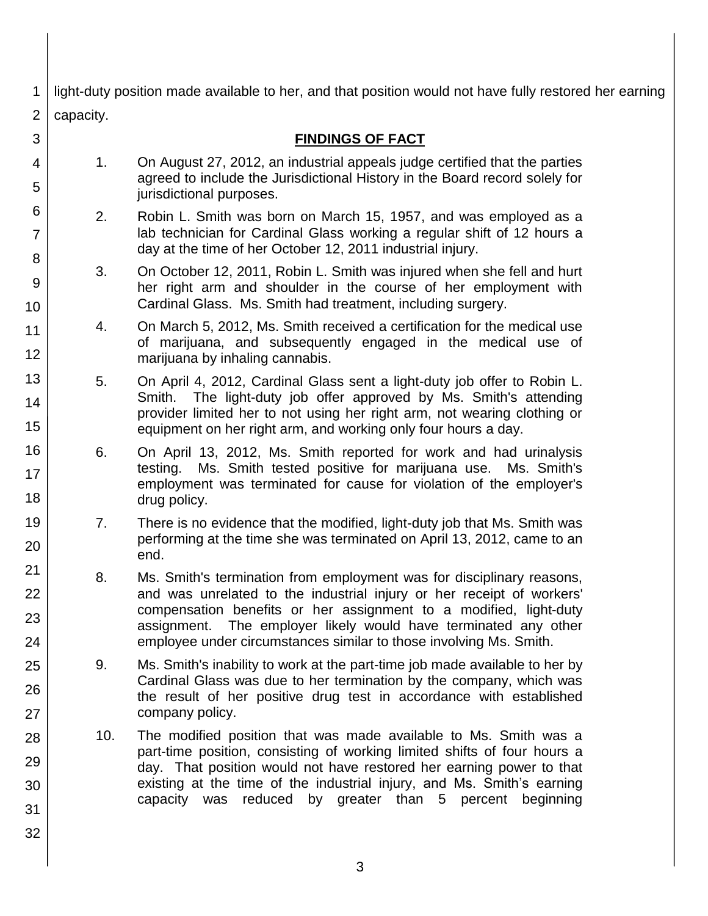light-duty position made available to her, and that position would not have fully restored her earning capacity.

## FINDINGS OF FACT

1. On August 27, 2012, an industrial appeals judge certified that the parties agreed to include the Jurisdictional History in the Board record solely for jurisdictional purposes.

2. Robin L. Smith was born on March 15, 1957, and was employed as a lab technician for Cardinal Glass working a regular shift of 12 hours a day at the time of her October 12, 2011 industrial injury.

3. On October 12, 2011, Robin L. Smith was injured when she fell and hurt her right arm and shoulder in the course of her employment with Cardinal Glass. Ms. Smith had treatment, including surgery.

4. On March 5, 2012, Ms. Smith received a certification for the medical use of marijuana, and subsequently engaged in the medical use of marijuana by inhaling cannabis.

5. On April 4, 2012, Cardinal Glass sent a light-duty job offer to Robin L. Smith. The light-duty job offer approved by Ms. Smith's attending provider limited her to not using her right arm, not wearing clothing or equipment on her right arm, and working only four hours a day.

6. On April 13, 2012, Ms. Smith reported for work and had urinalysis testing. Ms. Smith tested positive for marijuana use. Ms. Smith's employment was terminated for cause for violation of the employer's drug policy.

7. There is no evidence that the modified, light-duty job that Ms. Smith was performing at the time she was terminated on April 13, 2012, came to an end.

8. Ms. Smith's termination from employment was for disciplinary reasons, and was unrelated to the industrial injury or her receipt of workers' compensation benefits or her assignment to a modified, light-duty assignment. The employer likely would have terminated any other employee under circumstances similar to those involving Ms. Smith.

9. Ms. Smith's inability to work at the part-time job made available to her by Cardinal Glass was due to her termination by the company, which was the result of her positive drug test in accordance with established company policy.

10. The modified position that was made available to Ms. Smith was a part-time position, consisting of working limited shifts of four hours a day. That position would not have restored her earning power to that existing at the time of the industrial injury, and Ms. Smith's earning capacity was reduced by greater than 5 percent beginning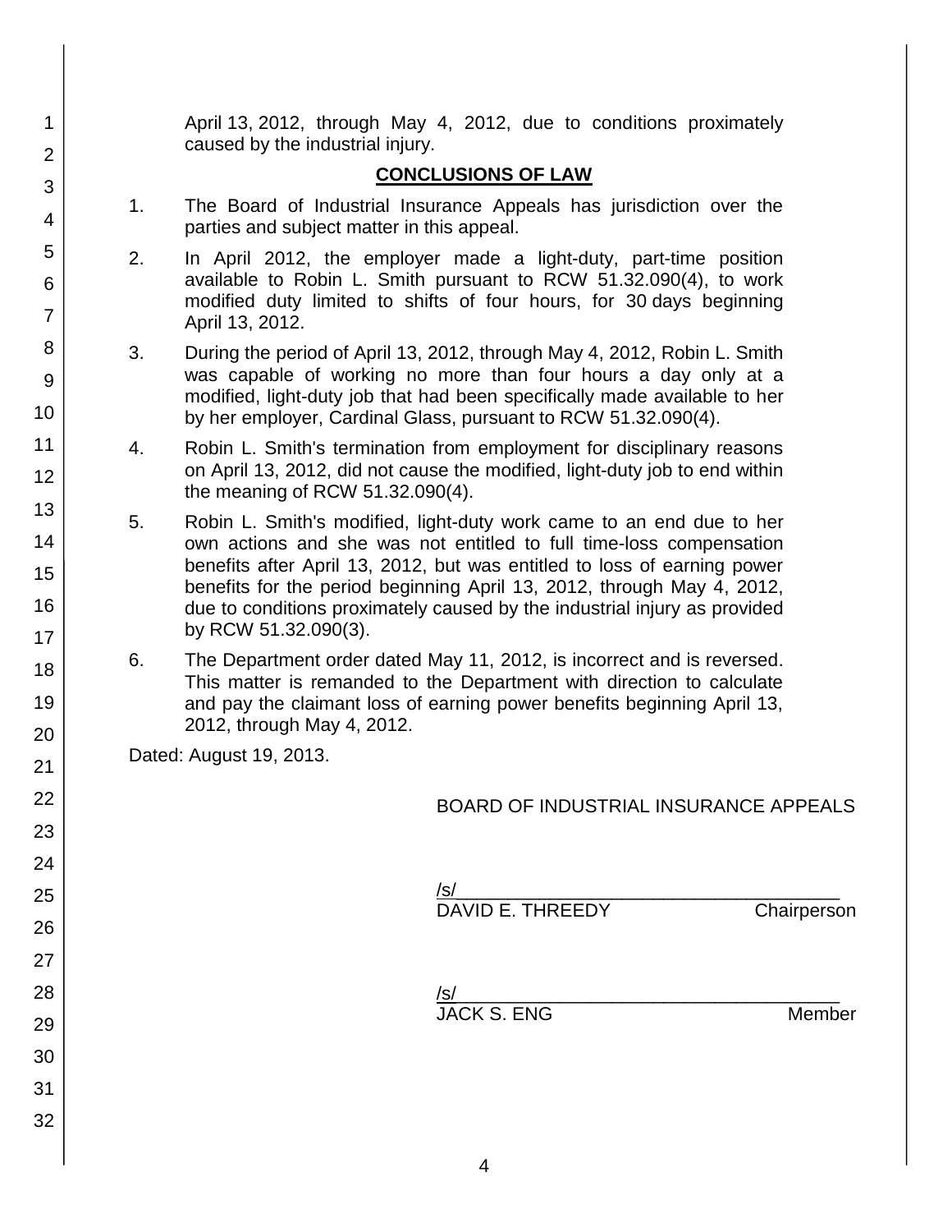April 13, 2012, through May 4, 2012, due to conditions proximately caused by the industrial injury.

## CONCLUSIONS OF LAW

1. The Board of Industrial Insurance Appeals has jurisdiction over the parties and subject matter in this appeal.

2. In April 2012, the employer made a light-duty, part-time position available to Robin L. Smith pursuant to RCW 51.32.090(4), to work modified duty limited to shifts of four hours, for 30 days beginning April 13, 2012.

3. During the period of April 13, 2012, through May 4, 2012, Robin L. Smith was capable of working no more than four hours a day only at a modified, light-duty job that had been specifically made available to her by her employer, Cardinal Glass, pursuant to RCW 51.32.090(4).

4. Robin L. Smith's termination from employment for disciplinary reasons on April 13, 2012, did not cause the modified, light-duty job to end within the meaning of RCW 51.32.090(4).

5. Robin L. Smith's modified, light-duty work came to an end due to her own actions and she was not entitled to full time-loss compensation benefits after April 13, 2012, but was entitled to loss of earning power benefits for the period beginning April 13, 2012, through May 4, 2012, due to conditions proximately caused by the industrial injury as provided by RCW 51.32.090(3).

6. The Department order dated May 11, 2012, is incorrect and is reversed. This matter is remanded to the Department with direction to calculate and pay the claimant loss of earning power benefits beginning April 13, 2012, through May 4, 2012.

Dated: August 19, 2013.

BOARD OF INDUSTRIAL INSURANCE APPEALS

/s/
DAVID E. THREEDY Chairperson

/s/
JACK S. ENG Member